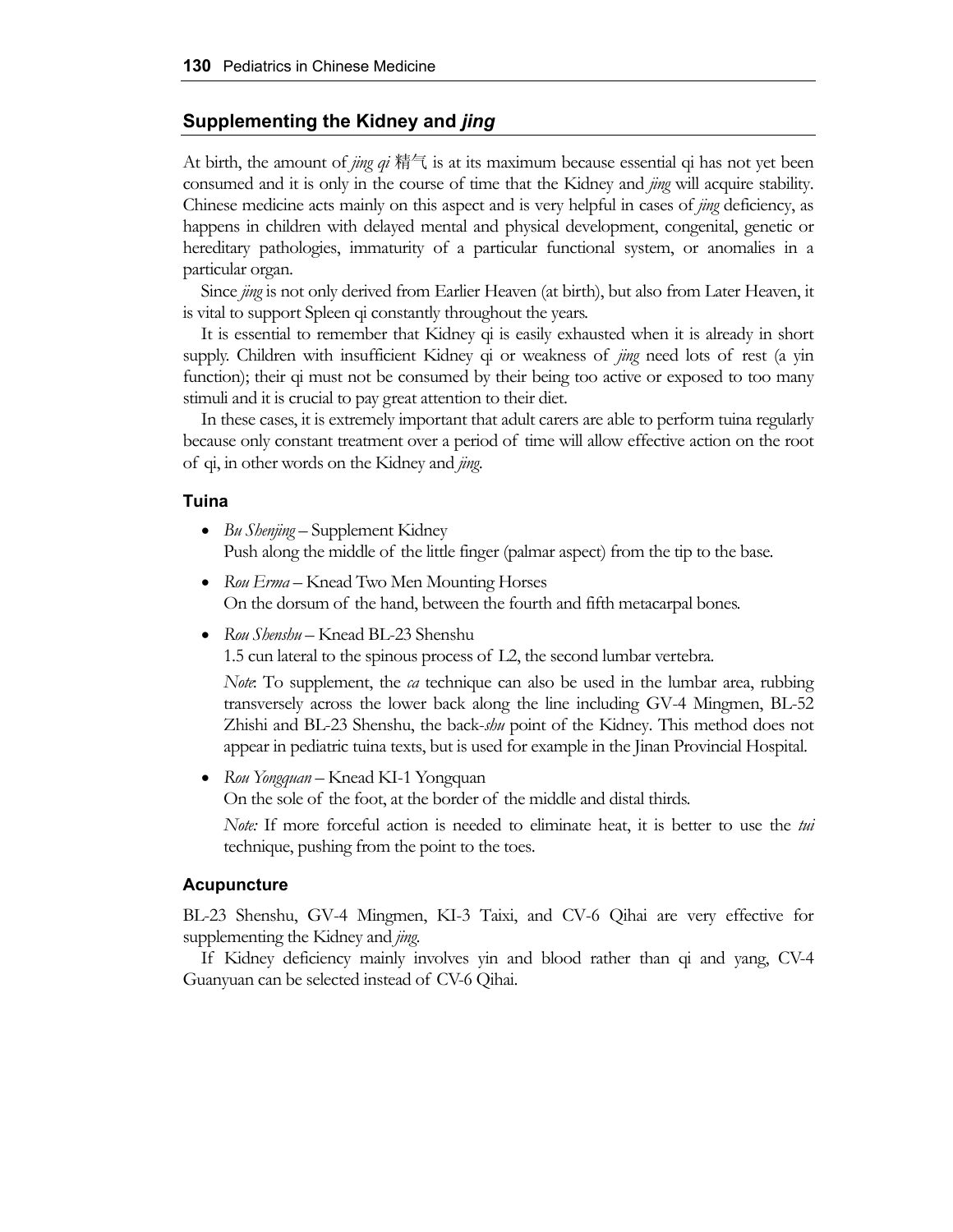## Supplementing the Kidney and *jing*

At birth, the amount of *jing qi* 精气 is at its maximum because essential qi has not yet been consumed and it is only in the course of time that the Kidney and *jing* will acquire stability. Chinese medicine acts mainly on this aspect and is very helpful in cases of *jing* deficiency, as happens in children with delayed mental and physical development, congenital, genetic or hereditary pathologies, immaturity of a particular functional system, or anomalies in a particular organ.

Since *jing* is not only derived from Earlier Heaven (at birth), but also from Later Heaven, it is vital to support Spleen qi constantly throughout the years.

It is essential to remember that Kidney qi is easily exhausted when it is already in short supply. Children with insufficient Kidney qi or weakness of *jing* need lots of rest (a yin function); their qi must not be consumed by their being too active or exposed to too many stimuli and it is crucial to pay great attention to their diet.

In these cases, it is extremely important that adult carers are able to perform tuina regularly because only constant treatment over a period of time will allow effective action on the root of qi, in other words on the Kidney and *jing*.

### Tuina

- *Bu Shenjing* – Supplement Kidney
  Push along the middle of the little finger (palmar aspect) from the tip to the base.

- *Rou Erma* – Knead Two Men Mounting Horses
  On the dorsum of the hand, between the fourth and fifth metacarpal bones.

- *Rou Shenshu* – Knead BL-23 Shenshu
  1.5 cun lateral to the spinous process of L2, the second lumbar vertebra.

  *Note*: To supplement, the *ca* technique can also be used in the lumbar area, rubbing transversely across the lower back along the line including GV-4 Mingmen, BL-52 Zhishi and BL-23 Shenshu, the back-*shu* point of the Kidney. This method does not appear in pediatric tuina texts, but is used for example in the Jinan Provincial Hospital.

- *Rou Yongquan* – Knead KI-1 Yongquan
  On the sole of the foot, at the border of the middle and distal thirds.

  *Note:* If more forceful action is needed to eliminate heat, it is better to use the *tui* technique, pushing from the point to the toes.

### Acupuncture

BL-23 Shenshu, GV-4 Mingmen, KI-3 Taixi, and CV-6 Qihai are very effective for supplementing the Kidney and *jing*.

If Kidney deficiency mainly involves yin and blood rather than qi and yang, CV-4 Guanyuan can be selected instead of CV-6 Qihai.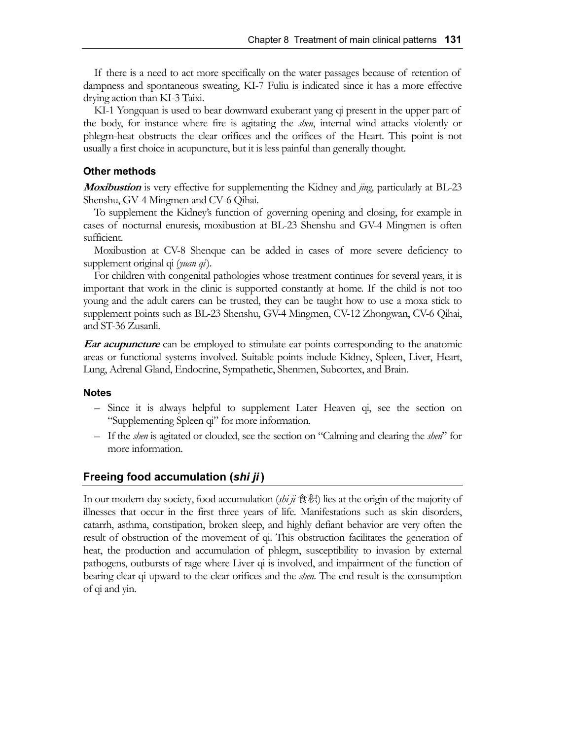If there is a need to act more specifically on the water passages because of retention of dampness and spontaneous sweating, KI-7 Fuliu is indicated since it has a more effective drying action than KI-3 Taixi.

KI-1 Yongquan is used to bear downward exuberant yang qi present in the upper part of the body, for instance where fire is agitating the *shen*, internal wind attacks violently or phlegm-heat obstructs the clear orifices and the orifices of the Heart. This point is not usually a first choice in acupuncture, but it is less painful than generally thought.

### Other methods

***Moxibustion*** is very effective for supplementing the Kidney and *jing*, particularly at BL-23 Shenshu, GV-4 Mingmen and CV-6 Qihai.

To supplement the Kidney's function of governing opening and closing, for example in cases of nocturnal enuresis, moxibustion at BL-23 Shenshu and GV-4 Mingmen is often sufficient.

Moxibustion at CV-8 Shenque can be added in cases of more severe deficiency to supplement original qi (*yuan qi*).

For children with congenital pathologies whose treatment continues for several years, it is important that work in the clinic is supported constantly at home. If the child is not too young and the adult carers can be trusted, they can be taught how to use a moxa stick to supplement points such as BL-23 Shenshu, GV-4 Mingmen, CV-12 Zhongwan, CV-6 Qihai, and ST-36 Zusanli.

***Ear acupuncture*** can be employed to stimulate ear points corresponding to the anatomic areas or functional systems involved. Suitable points include Kidney, Spleen, Liver, Heart, Lung, Adrenal Gland, Endocrine, Sympathetic, Shenmen, Subcortex, and Brain.

### Notes

- Since it is always helpful to supplement Later Heaven qi, see the section on "Supplementing Spleen qi" for more information.
- If the *shen* is agitated or clouded, see the section on "Calming and clearing the *shen*" for more information.

## Freeing food accumulation (*shi ji*)

In our modern-day society, food accumulation (*shi ji* 食积) lies at the origin of the majority of illnesses that occur in the first three years of life. Manifestations such as skin disorders, catarrh, asthma, constipation, broken sleep, and highly defiant behavior are very often the result of obstruction of the movement of qi. This obstruction facilitates the generation of heat, the production and accumulation of phlegm, susceptibility to invasion by external pathogens, outbursts of rage where Liver qi is involved, and impairment of the function of bearing clear qi upward to the clear orifices and the *shen*. The end result is the consumption of qi and yin.